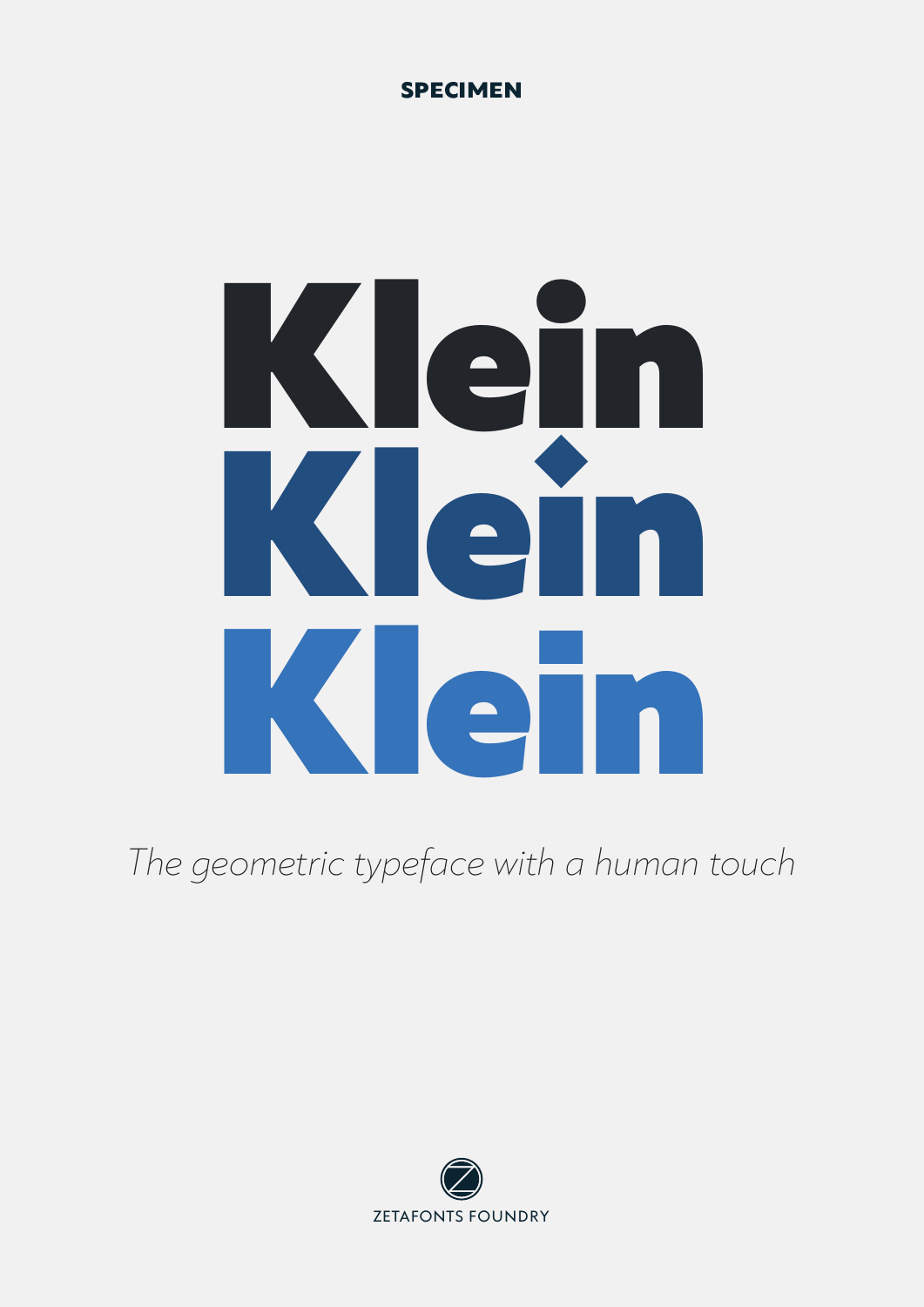**SPECIMEN**

# Klein

# Klein

# Klein

*The geometric typeface with a human touch*

ZETAFONTS FOUNDRY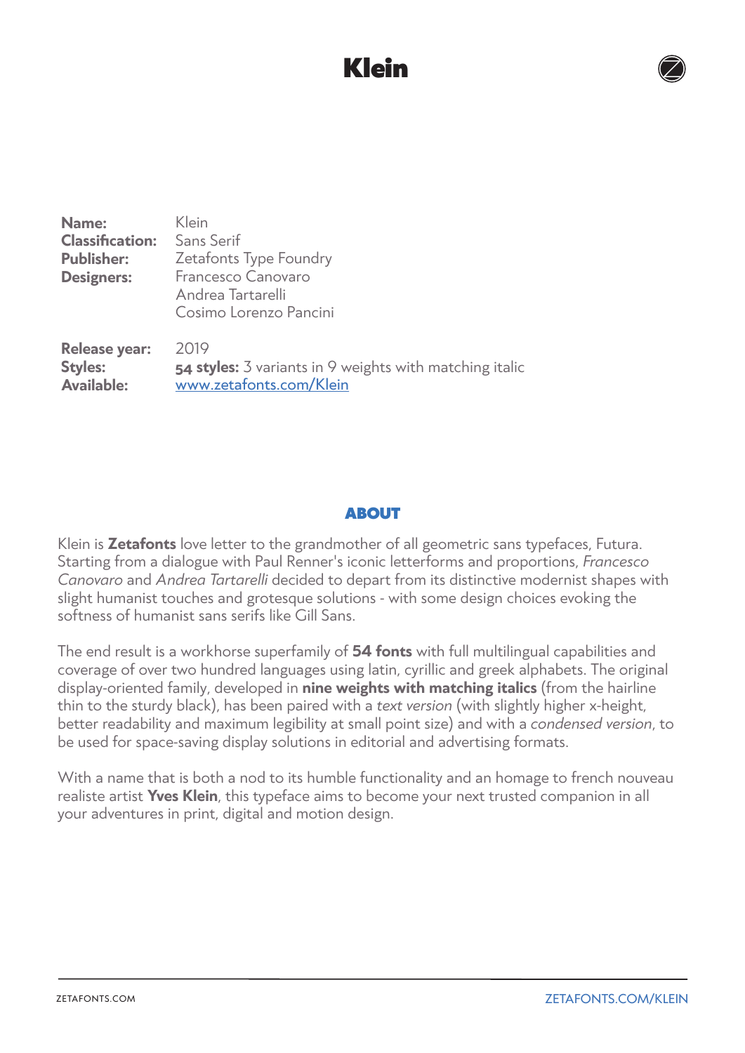# Klein

**Name:** Klein
**Classification:** Sans Serif
**Publisher:** Zetafonts Type Foundry
**Designers:** Francesco Canovaro
Andrea Tartarelli
Cosimo Lorenzo Pancini

**Release year:** 2019
**Styles:** **54 styles:** 3 variants in 9 weights with matching italic
**Available:** [www.zetafonts.com/Klein](http://www.zetafonts.com/Klein)

## ABOUT

Klein is **Zetafonts** love letter to the grandmother of all geometric sans typefaces, Futura. Starting from a dialogue with Paul Renner's iconic letterforms and proportions, *Francesco Canovaro* and *Andrea Tartarelli* decided to depart from its distinctive modernist shapes with slight humanist touches and grotesque solutions - with some design choices evoking the softness of humanist sans serifs like Gill Sans.

The end result is a workhorse superfamily of **54 fonts** with full multilingual capabilities and coverage of over two hundred languages using latin, cyrillic and greek alphabets. The original display-oriented family, developed in **nine weights with matching italics** (from the hairline thin to the sturdy black), has been paired with a *text version* (with slightly higher x-height, better readability and maximum legibility at small point size) and with a *condensed version*, to be used for space-saving display solutions in editorial and advertising formats.

With a name that is both a nod to its humble functionality and an homage to french nouveau realiste artist **Yves Klein**, this typeface aims to become your next trusted companion in all your adventures in print, digital and motion design.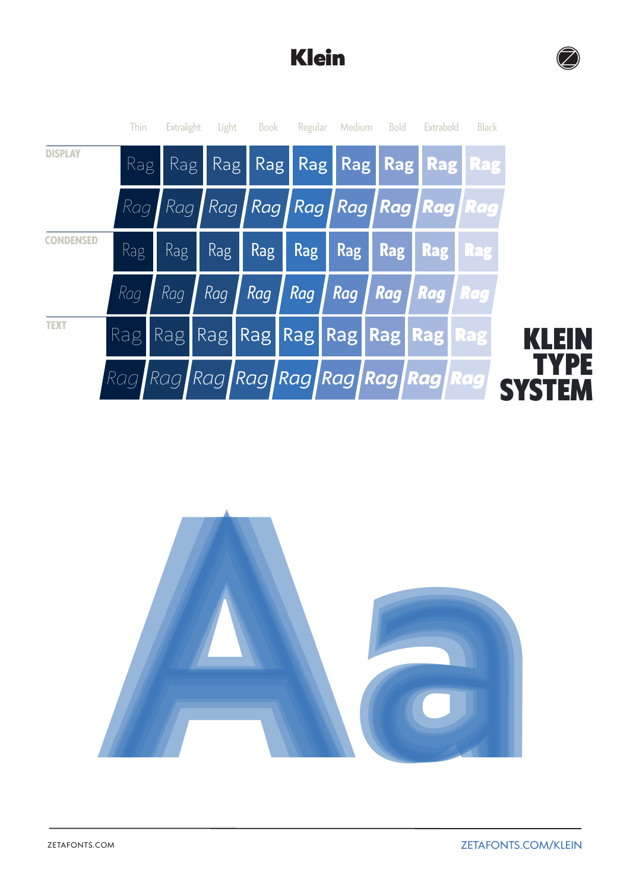# Klein

| | Thin | Extralight | Light | Book | Regular | Medium | Bold | Extrabold | Black |
|---|---|---|---|---|---|---|---|---|---|
| DISPLAY | Rag | Rag | Rag | Rag | Rag | Rag | Rag | Rag | Rag |
| | *Rag* | *Rag* | *Rag* | *Rag* | *Rag* | *Rag* | *Rag* | *Rag* | *Rag* |
| CONDENSED | Rag | Rag | Rag | Rag | Rag | Rag | Rag | Rag | Rag |
| | *Rag* | *Rag* | *Rag* | *Rag* | *Rag* | *Rag* | *Rag* | *Rag* | *Rag* |
| TEXT | Rag | Rag | Rag | Rag | Rag | Rag | Rag | Rag | Rag |
| | *Rag* | *Rag* | *Rag* | *Rag* | *Rag* | *Rag* | *Rag* | *Rag* | *Rag* |

**KLEIN TYPE SYSTEM**

Aa

ZETAFONTS.COM

ZETAFONTS.COM/KLEIN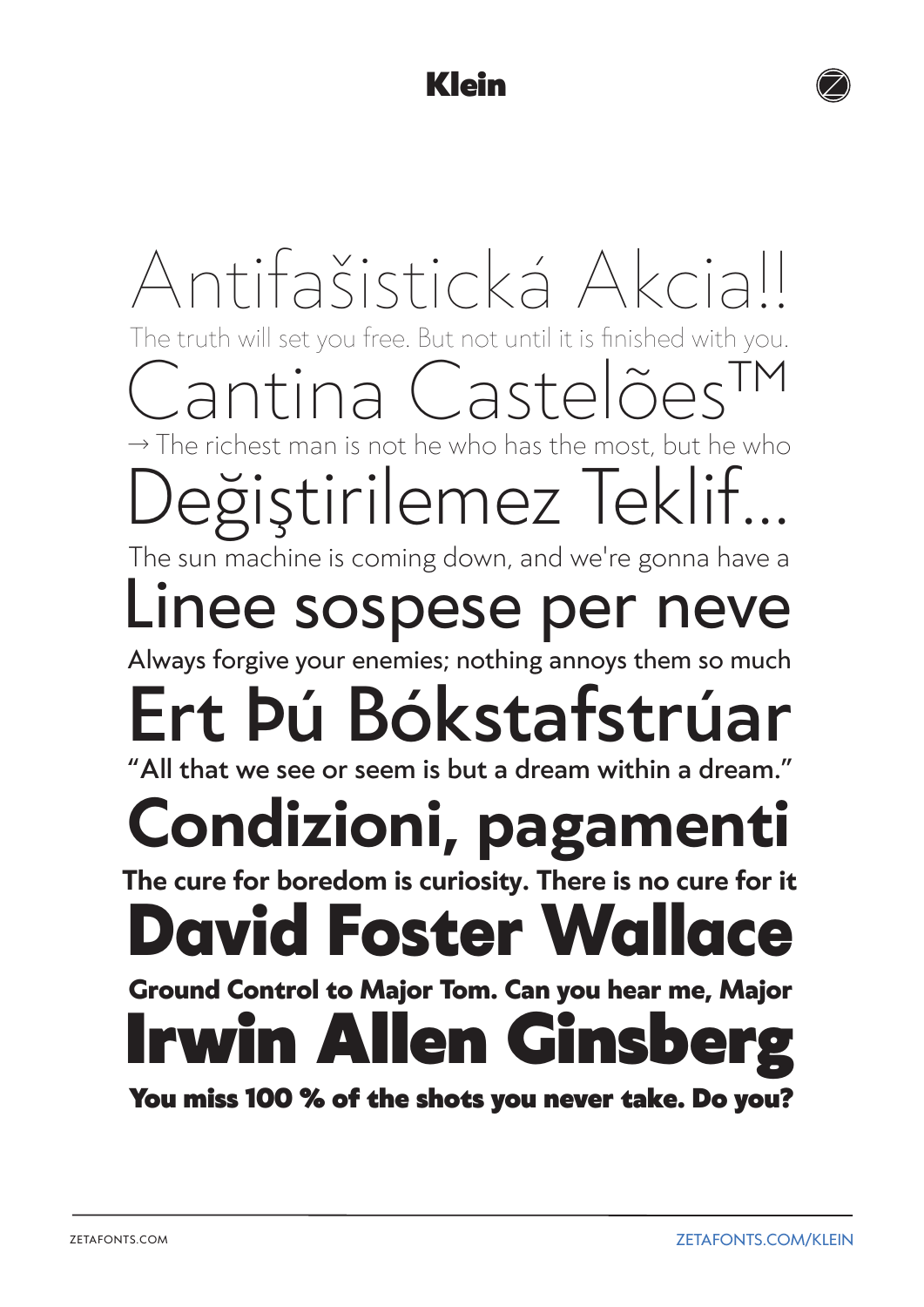# Klein

Antifašistická Akcia!!

The truth will set you free. But not until it is finished with you.

Cantina Castelões™

→ The richest man is not he who has the most, but he who

Değiştirilemez Teklif...

The sun machine is coming down, and we're gonna have a

Linee sospese per neve

Always forgive your enemies; nothing annoys them so much

Ert Þú Bókstafstrúar

“All that we see or seem is but a dream within a dream.”

**Condizioni, pagamenti**

**The cure for boredom is curiosity. There is no cure for it**

**David Foster Wallace**

**Ground Control to Major Tom. Can you hear me, Major**

**Irwin Allen Ginsberg**

**You miss 100 % of the shots you never take. Do you?**

ZETAFONTS.COM

ZETAFONTS.COM/KLEIN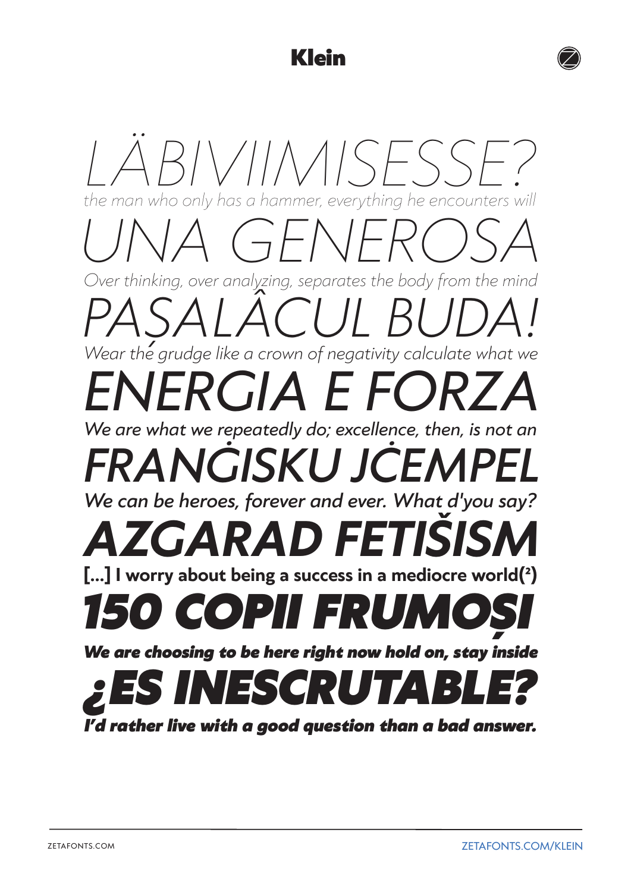# Klein

*LÄBIVIIMISESSE?*

*the man who only has a hammer, everything he encounters will*

*UNA GENEROSA*

*Over thinking, over analyzing, separates the body from the mind*

*PAŞALÂCUL BUDA!*

*Wear the grudge like a crown of negativity calculate what we*

*ENERGIA E FORZA*

*We are what we repeatedly do; excellence, then, is not an*

*FRANĠISKU JĊEMPEL*

*We can be heroes, forever and ever. What d'you say?*

***AZGARAD FETIŠISM***

***[...] I worry about being a success in a mediocre world(²)***

***150 COPII FRUMOȘI***

***We are choosing to be here right now hold on, stay inside***

***¿ES INESCRUTABLE?***

***I'd rather live with a good question than a bad answer.***

ZETAFONTS.COM

ZETAFONTS.COM/KLEIN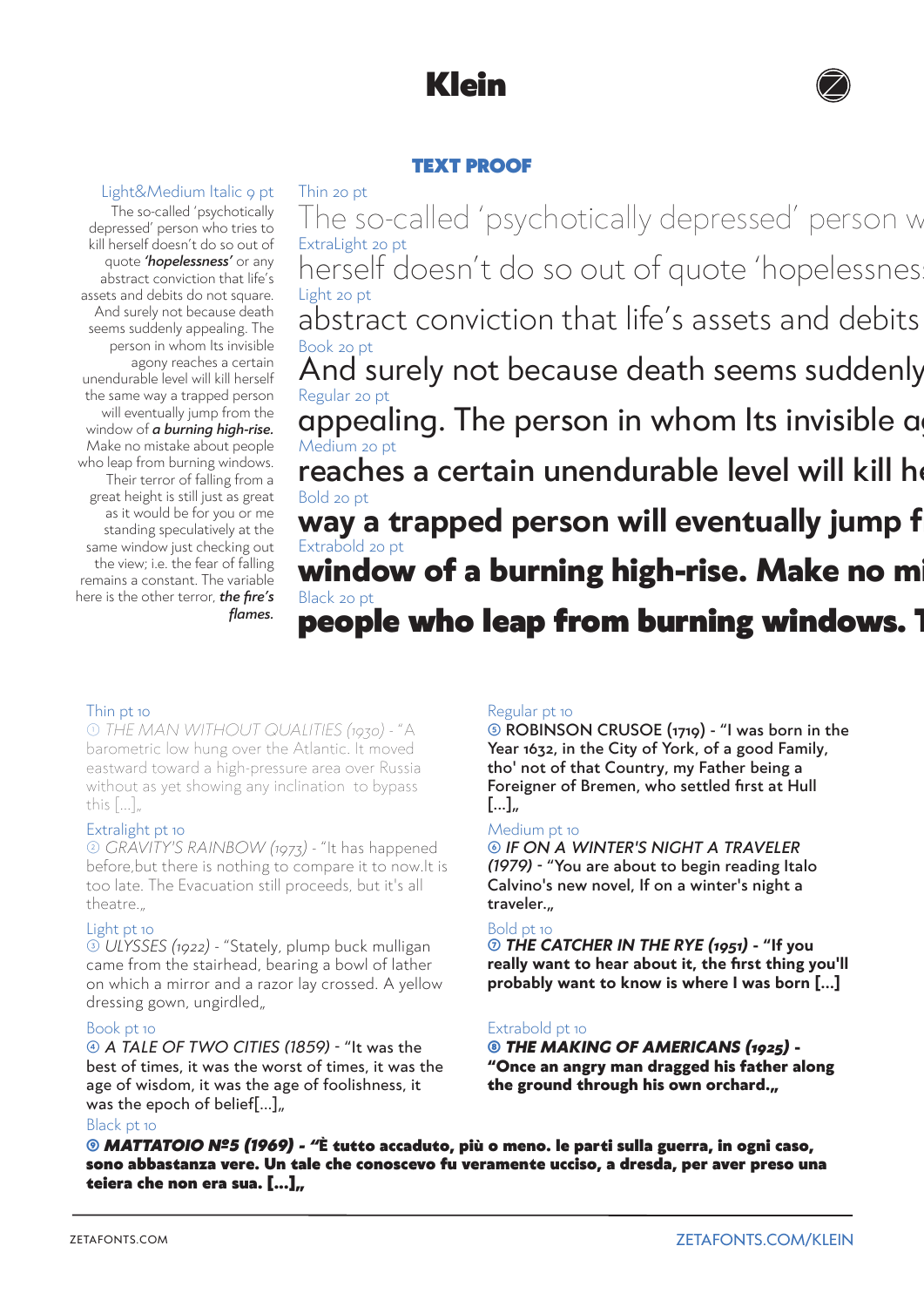# Klein

## TEXT PROOF

Light&Medium Italic 9 pt

The so-called 'psychotically depressed' person who tries to kill herself doesn't do so out of quote ***'hopelessness'*** or any abstract conviction that life's assets and debits do not square. And surely not because death seems suddenly appealing. The person in whom Its invisible agony reaches a certain unendurable level will kill herself the same way a trapped person will eventually jump from the window of ***a burning high-rise.*** Make no mistake about people who leap from burning windows. Their terror of falling from a great height is still just as great as it would be for you or me standing speculatively at the same window just checking out the view; i.e. the fear of falling remains a constant. The variable here is the other terror, ***the fire's flames.***

Thin 20 pt

The so-called 'psychotically depressed' person w

ExtraLight 20 pt

herself doesn't do so out of quote 'hopelessnes

Light 20 pt

abstract conviction that life's assets and debits

Book 20 pt

And surely not because death seems suddenly

Regular 20 pt

appealing. The person in whom Its invisible ag

Medium 20 pt

reaches a certain unendurable level will kill he

Bold 20 pt

**way a trapped person will eventually jump f**

Extrabold 20 pt

**window of a burning high-rise. Make no mi**

Black 20 pt

**people who leap from burning windows. T**

Thin pt 10

① *THE MAN WITHOUT QUALITIES (1930)* - "A barometric low hung over the Atlantic. It moved eastward toward a high-pressure area over Russia without as yet showing any inclination to bypass this [...]„

Extralight pt 10

② *GRAVITY'S RAINBOW (1973)* - "It has happened before,but there is nothing to compare it to now.It is too late. The Evacuation still proceeds, but it's all theatre.„

Light pt 10

③ *ULYSSES (1922)* - "Stately, plump buck mulligan came from the stairhead, bearing a bowl of lather on which a mirror and a razor lay crossed. A yellow dressing gown, ungirdled„

Book pt 10

④ *A TALE OF TWO CITIES (1859)* - "It was the best of times, it was the worst of times, it was the age of wisdom, it was the age of foolishness, it was the epoch of belief[...]„

Regular pt 10

⑤ ROBINSON CRUSOE (1719) - "I was born in the Year 1632, in the City of York, of a good Family, tho' not of that Country, my Father being a Foreigner of Bremen, who settled first at Hull [...]„

Medium pt 10

⑥ *IF ON A WINTER'S NIGHT A TRAVELER (1979)* - "You are about to begin reading Italo Calvino's new novel, If on a winter's night a traveler.„

Bold pt 10

**⑦ *THE CATCHER IN THE RYE (1951)* - "If you really want to hear about it, the first thing you'll probably want to know is where I was born [...]**

Extrabold pt 10

**⑧ *THE MAKING OF AMERICANS (1925)* - "Once an angry man dragged his father along the ground through his own orchard.„**

Black pt 10

**⑨ *MATTATOIO Nº5 (1969)* - "È tutto accaduto, più o meno. le parti sulla guerra, in ogni caso, sono abbastanza vere. Un tale che conoscevo fu veramente ucciso, a dresda, per aver preso una teiera che non era sua. [...]„**

ZETAFONTS.COM

ZETAFONTS.COM/KLEIN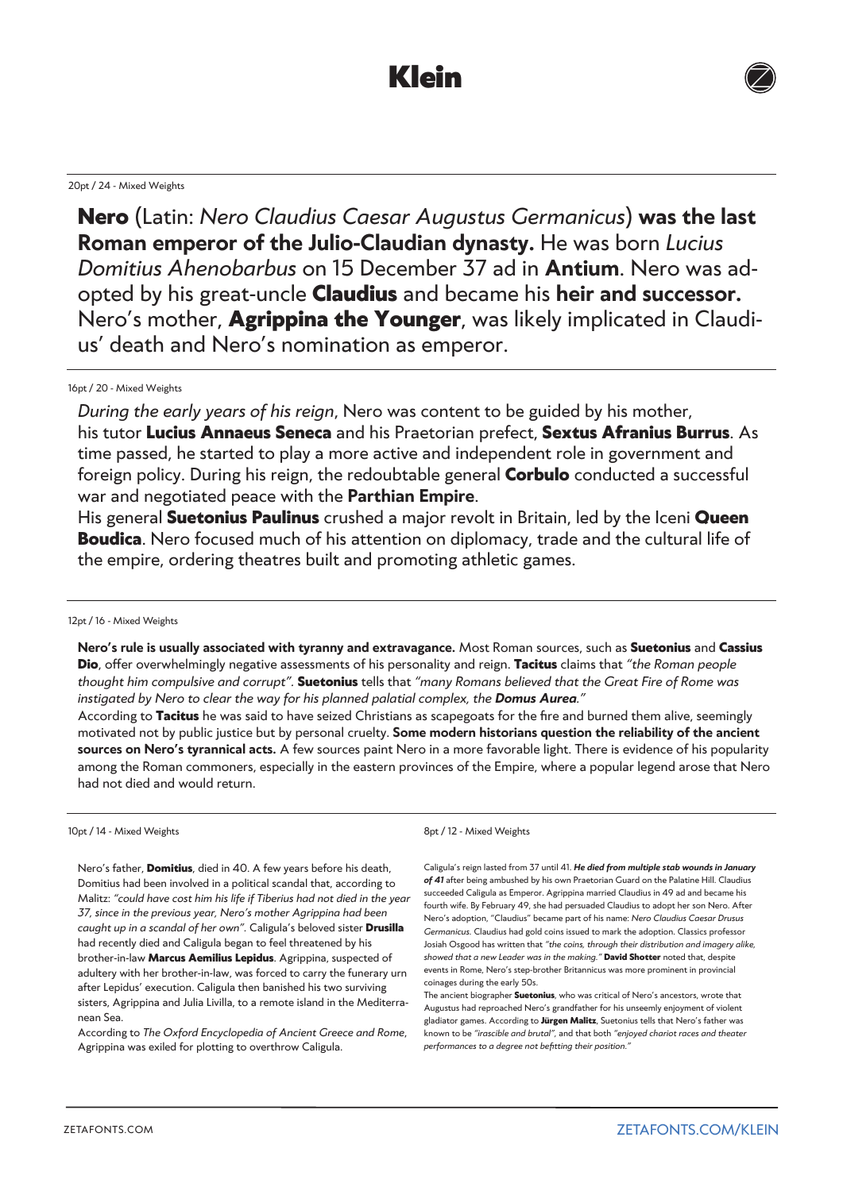# Klein

20pt / 24 - Mixed Weights

**Nero** (Latin: *Nero Claudius Caesar Augustus Germanicus*) **was the last Roman emperor of the Julio-Claudian dynasty.** He was born *Lucius Domitius Ahenobarbus* on 15 December 37 ad in **Antium**. Nero was adopted by his great-uncle **Claudius** and became his **heir and successor.** Nero's mother, **Agrippina the Younger**, was likely implicated in Claudius' death and Nero's nomination as emperor.

16pt / 20 - Mixed Weights

*During the early years of his reign*, Nero was content to be guided by his mother, his tutor **Lucius Annaeus Seneca** and his Praetorian prefect, **Sextus Afranius Burrus**. As time passed, he started to play a more active and independent role in government and foreign policy. During his reign, the redoubtable general **Corbulo** conducted a successful war and negotiated peace with the **Parthian Empire**.
His general **Suetonius Paulinus** crushed a major revolt in Britain, led by the Iceni **Queen Boudica**. Nero focused much of his attention on diplomacy, trade and the cultural life of the empire, ordering theatres built and promoting athletic games.

12pt / 16 - Mixed Weights

**Nero's rule is usually associated with tyranny and extravagance.** Most Roman sources, such as **Suetonius** and **Cassius Dio**, offer overwhelmingly negative assessments of his personality and reign. **Tacitus** claims that *"the Roman people thought him compulsive and corrupt".* **Suetonius** tells that *"many Romans believed that the Great Fire of Rome was instigated by Nero to clear the way for his planned palatial complex, the **Domus Aurea**."*
According to **Tacitus** he was said to have seized Christians as scapegoats for the fire and burned them alive, seemingly motivated not by public justice but by personal cruelty. **Some modern historians question the reliability of the ancient sources on Nero's tyrannical acts.** A few sources paint Nero in a more favorable light. There is evidence of his popularity among the Roman commoners, especially in the eastern provinces of the Empire, where a popular legend arose that Nero had not died and would return.

10pt / 14 - Mixed Weights

Nero's father, **Domitius**, died in 40. A few years before his death, Domitius had been involved in a political scandal that, according to Malitz: *"could have cost him his life if Tiberius had not died in the year 37, since in the previous year, Nero's mother Agrippina had been caught up in a scandal of her own".* Caligula's beloved sister **Drusilla** had recently died and Caligula began to feel threatened by his brother-in-law **Marcus Aemilius Lepidus**. Agrippina, suspected of adultery with her brother-in-law, was forced to carry the funerary urn after Lepidus' execution. Caligula then banished his two surviving sisters, Agrippina and Julia Livilla, to a remote island in the Mediterranean Sea.
According to *The Oxford Encyclopedia of Ancient Greece and Rome*, Agrippina was exiled for plotting to overthrow Caligula.

8pt / 12 - Mixed Weights

Caligula's reign lasted from 37 until 41. ***He died from multiple stab wounds in January of 41*** after being ambushed by his own Praetorian Guard on the Palatine Hill. Claudius succeeded Caligula as Emperor. Agrippina married Claudius in 49 ad and became his fourth wife. By February 49, she had persuaded Claudius to adopt her son Nero. After Nero's adoption, "Claudius" became part of his name: *Nero Claudius Caesar Drusus Germanicus*. Claudius had gold coins issued to mark the adoption. Classics professor Josiah Osgood has written that *"the coins, through their distribution and imagery alike, showed that a new Leader was in the making."* **David Shotter** noted that, despite events in Rome, Nero's step-brother Britannicus was more prominent in provincial coinages during the early 50s.
The ancient biographer **Suetonius**, who was critical of Nero's ancestors, wrote that Augustus had reproached Nero's grandfather for his unseemly enjoyment of violent gladiator games. According to **Jürgen Malitz**, Suetonius tells that Nero's father was known to be *"irascible and brutal"*, and that both *"enjoyed chariot races and theater performances to a degree not befitting their position."*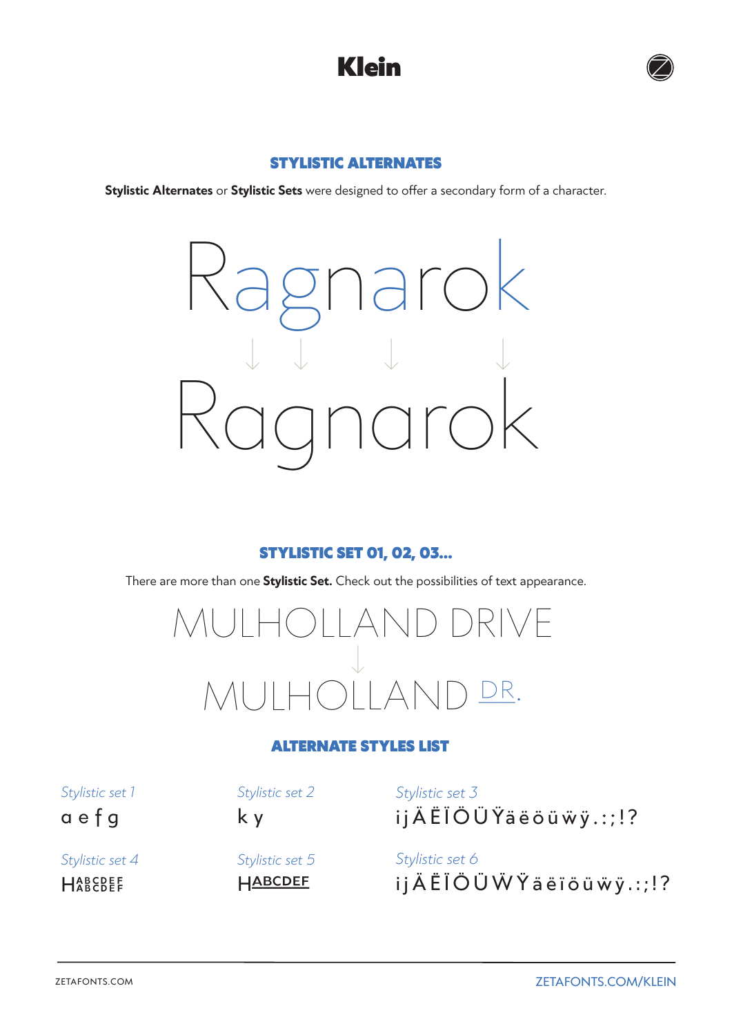## STYLISTIC ALTERNATES

**Stylistic Alternates** or **Stylistic Sets** were designed to offer a secondary form of a character.

Ragnarok

↓ ↓ ↓ ↓

Ragnarok

## STYLISTIC SET 01, 02, 03...

There are more than one **Stylistic Set.** Check out the possibilities of text appearance.

MULHOLLAND DRIVE

↓

MULHOLLAND DR.

## ALTERNATE STYLES LIST

*Stylistic set 1*

a e f g

*Stylistic set 2*

k y

*Stylistic set 3*

i j Ä Ë Ï Ö Ü Ÿ ä ë ö ü ẅ ÿ . : ; ! ?

*Stylistic set 4*

H ABCDEF ABCDEF

*Stylistic set 5*

HABCDEF

*Stylistic set 6*

i j Ä Ë Ï Ö Ü Ẅ Ÿ ä ë ï ö ü ẅ ÿ . : ; ! ?

ZETAFONTS.COM

ZETAFONTS.COM/KLEIN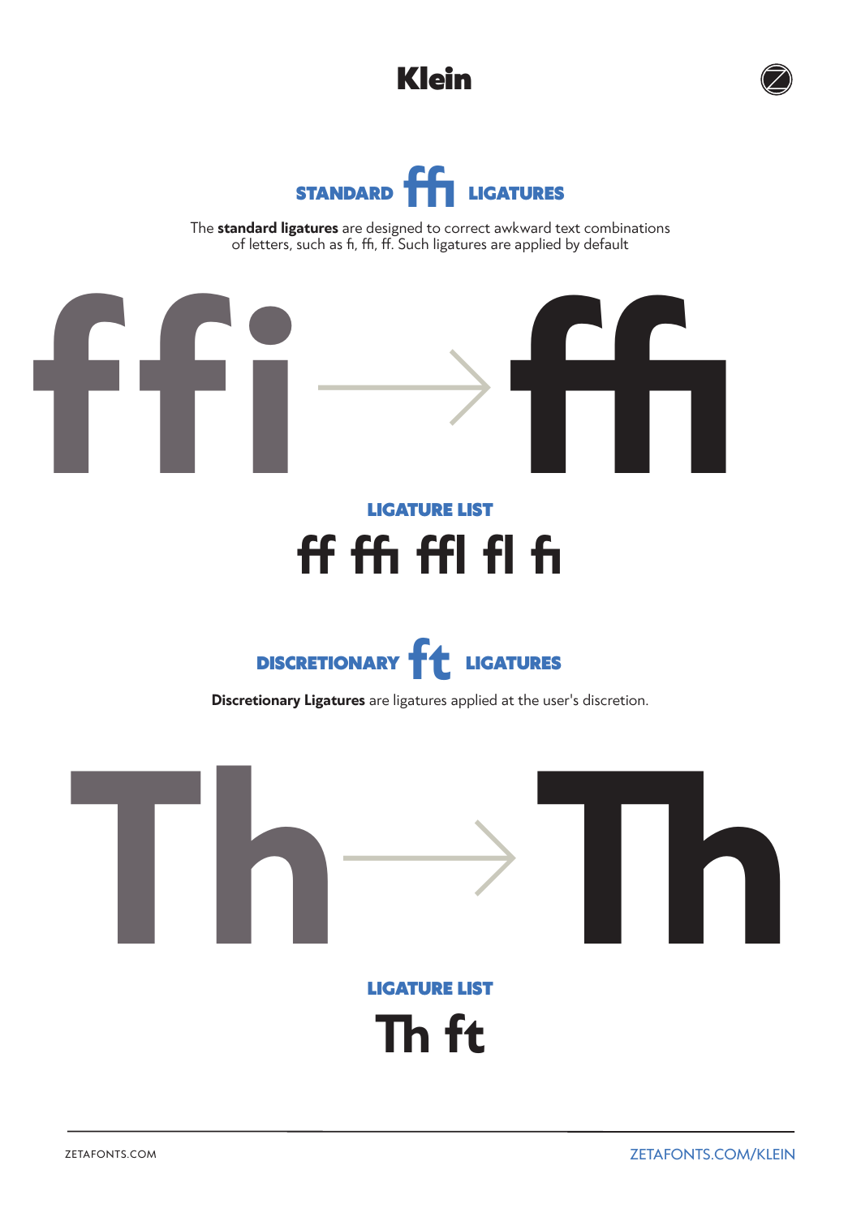# Klein

## STANDARD ﬃ LIGATURES

The **standard ligatures** are designed to correct awkward text combinations of letters, such as ﬁ, ﬃ, ﬀ. Such ligatures are applied by default

ffi → ﬃ

### LIGATURE LIST

ﬀ ﬃ ﬄ ﬂ ﬁ

## DISCRETIONARY ft LIGATURES

**Discretionary Ligatures** are ligatures applied at the user's discretion.

Th → Th

### LIGATURE LIST

Th ft

ZETAFONTS.COM

ZETAFONTS.COM/KLEIN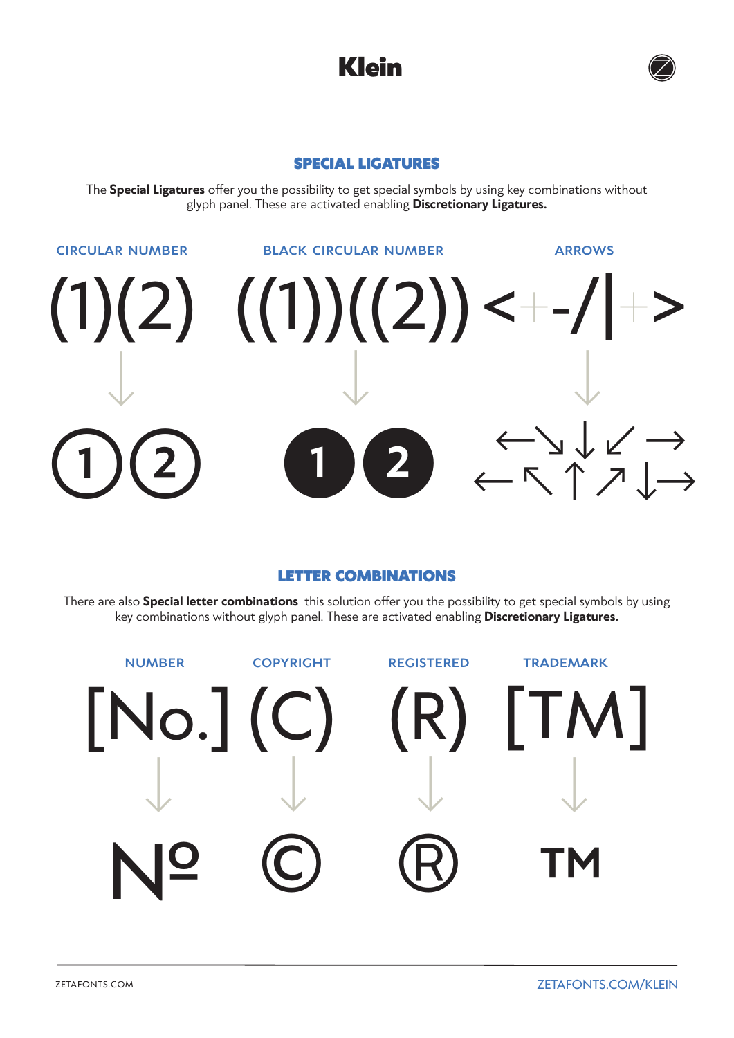# Klein

## SPECIAL LIGATURES

The **Special Ligatures** offer you the possibility to get special symbols by using key combinations without glyph panel. These are activated enabling **Discretionary Ligatures.**

| CIRCULAR NUMBER | BLACK CIRCULAR NUMBER | ARROWS |
| --- | --- | --- |
| (1)(2) | ((1))((2)) | < + - / \| + > |
| ↓ | ↓ | ↓ |
| ① ② | ❶ ❷ | ← ↘ ↓ ↙ → ← ↖ ↑ ↗ ↓ → |

## LETTER COMBINATIONS

There are also **Special letter combinations** this solution offer you the possibility to get special symbols by using key combinations without glyph panel. These are activated enabling **Discretionary Ligatures.**

| NUMBER | COPYRIGHT | REGISTERED | TRADEMARK |
| --- | --- | --- | --- |
| [No.] | (C) | (R) | [TM] |
| ↓ | ↓ | ↓ | ↓ |
| № | © | ® | ™ |

ZETAFONTS.COM

ZETAFONTS.COM/KLEIN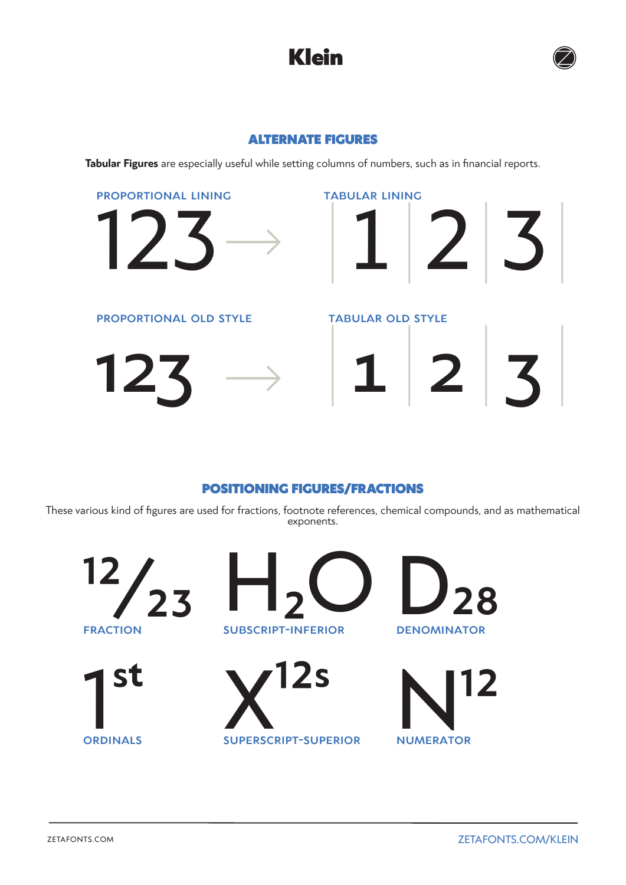## ALTERNATE FIGURES

**Tabular Figures** are especially useful while setting columns of numbers, such as in financial reports.

PROPORTIONAL LINING

123 →

TABULAR LINING

1 2 3

PROPORTIONAL OLD STYLE

123 →

TABULAR OLD STYLE

1 2 3

## POSITIONING FIGURES/FRACTIONS

These various kind of figures are used for fractions, footnote references, chemical compounds, and as mathematical exponents.

12/23

FRACTION

$H_2O$

SUBSCRIPT-INFERIOR

$D_{28}$

DENOMINATOR

1st

ORDINALS

$X^{12s}$

SUPERSCRIPT-SUPERIOR

$N^{12}$

NUMERATOR

ZETAFONTS.COM

ZETAFONTS.COM/KLEIN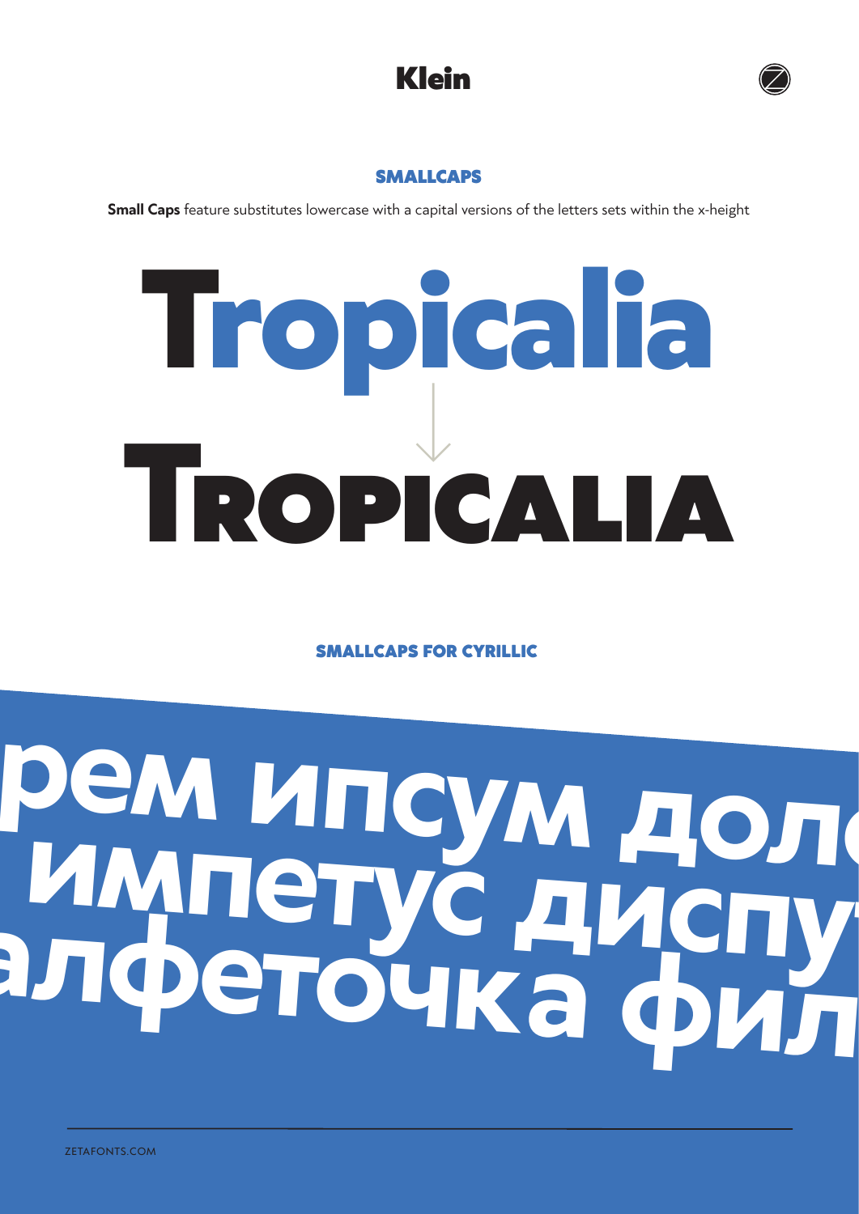# Klein

## SMALLCAPS

**Small Caps** feature substitutes lowercase with a capital versions of the letters sets within the x-height

Tropicalia

↓

TROPICALIA

## SMALLCAPS FOR CYRILLIC

рем ипсум дол
импетус диспу
алфеточка фил

ZETAFONTS.COM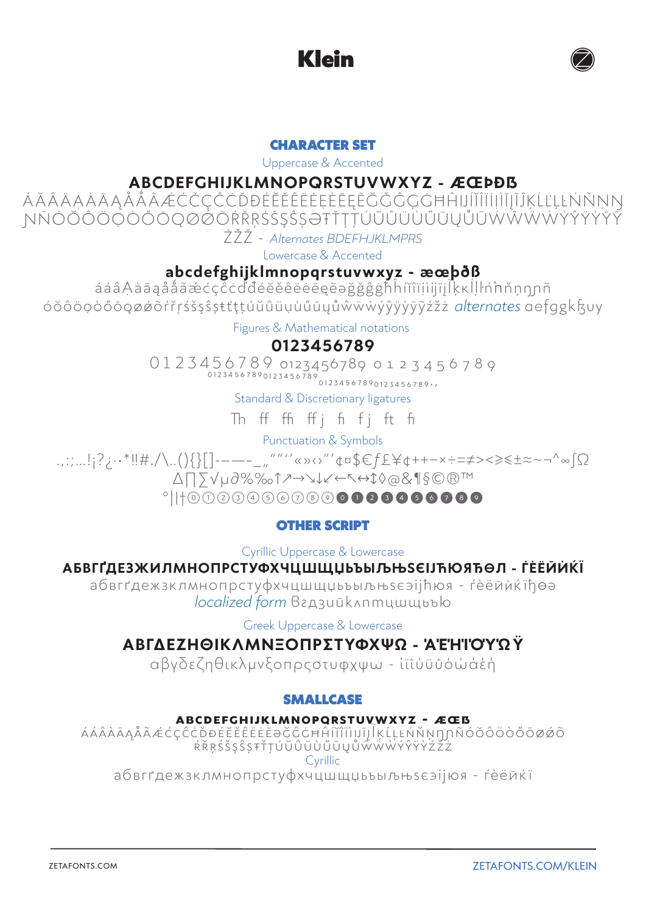# Klein

## CHARACTER SET

Uppercase & Accented

**ABCDEFGHIJKLMNOPQRSTUVWXYZ - ÆŒÞÐẞ**

ÁĂÂÄẠÀĀĄÅǺÃǼĆČÇĈĊĎĐÉĔĚÊËĖẸÈĒĘẼĞĜĢĠĦĤIJÍĬÎÏİỊÌĪĮĨĴĶĹĽĻĿŁŃŇŅ
ŊÑÓŎÔÖỌÒŐŌǪØǾÕŔŘŖŚŠŞŜȘƏŦŤŢȚÚŬÛÜỤÙŰŪŲŮŨẂŴẄẀÝŶŸỲȲỸ
ŹŽŻ - *Alternates BDEFHJKLMPRS*

Lowercase & Accented

**abcdefghijklmnopqrstuvwxyz - æœþðß**

áăâäạàāąåǻãǽćčçĉċďđéĕěêëėẹèēęẽəğĝģġħĥıíĭîïịìĳīįĩȷĵķĸĺľļŀłńňņŋɲñ
óŏôöọòőōǫøǿõŕřŗśšşŝșŧťţțúŭûüụùűūųůũẃŵẅẁýŷÿỳȳỹźžż *alternates* aefggkʒuy

Figures & Mathematical notations

**0123456789**

0123456789 0123456789 0123456789
0123456789 0123456789
0123456789 0123456789.,

Standard & Discretionary ligatures

Th ff ffi ffj fi fj ft fi

Punctuation & Symbols

.,:;...!¡?¿·•*‼#./\..(){}[]-–—-_„"""'«»‹›"'¢¤$€ƒ£¥¢++−×÷=≠><≥≤±≈~¬^∞∫Ω
∆∏∑√µ∂%‰↑↗→↘↓↙←↖↔↕◊@&¶§©®™
°|‖†⓪①②③④⑤⑥⑦⑧⑨⓿❶❷❸❹❺❻❼❽❾

## OTHER SCRIPT

Cyrillic Uppercase & Lowercase

**АБВГҐДЕЗЖИЛМНОПРСТУФХЧЦШЩЏЬЪЫЉЊЅЄІЈЋЮЯЂӨЛ - ЃЀЁЙЍЌЇ**

абвгґдежзклмнопрстуфхчцшщџьъыљњѕєіјћюя - ѓѐёйѝќїђөә
*localized form* бгдзиӣкʌпмтцшщьъю

Greek Uppercase & Lowercase

**ΑΒΓΔΕΖΗΘΙΚΛΜΝΞΟΠΡΣΤΥΦΧΨΩ - ΆΈΉΊΌΎΏΫ**

αβγδεζηθικλμνξοπρσςτυφχψω - ίϊΐύϋΰόώάέή

## SMALLCASE

**ABCDEFGHIJKLMNOPQRSTUVWXYZ - ÆŒẞ**

ÁÁÂÀĀĄÅÃǼĆÇĈĊĎĐÉĔĚÊËĖĒƏĞĜĢĠĦĤIÍĬÎÏÌIJĪĮĴĶĹĻĿŁŃŇŅŊɲÑÓŎÔÖÒŐŌØǾÕ
ŔŘŖŚŠŞŜȘŦŤŢȚÚŬÛÜÙŰŪŲŮẂŴẄẀÝŶŸỲŹŽŻ

Cyrillic

абвгґдежзклмнопрстуфхчцшщџьъыљњѕєіјюя - ѓѐёйќї

ZETAFONTS.COM

ZETAFONTS.COM/KLEIN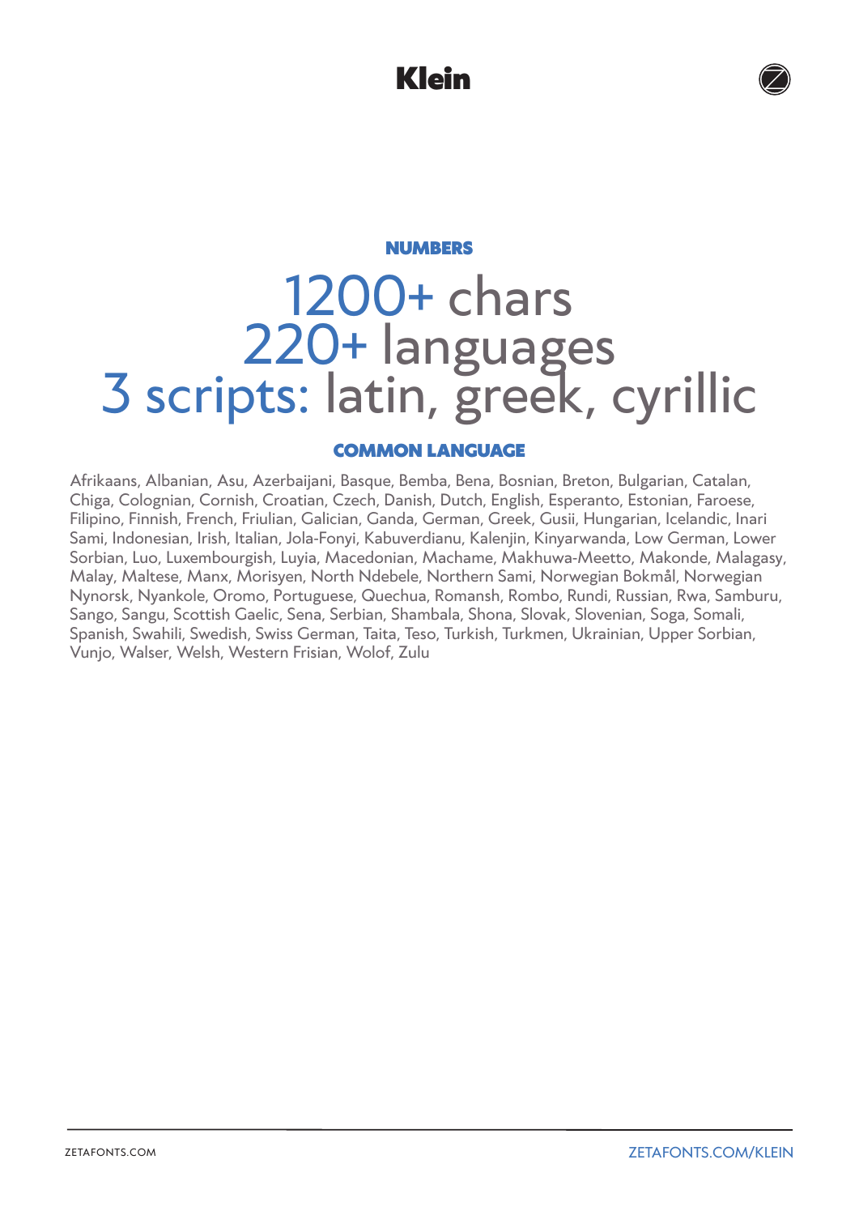## NUMBERS

# 1200+ chars
# 220+ languages
# 3 scripts: latin, greek, cyrillic

## COMMON LANGUAGE

Afrikaans, Albanian, Asu, Azerbaijani, Basque, Bemba, Bena, Bosnian, Breton, Bulgarian, Catalan, Chiga, Colognian, Cornish, Croatian, Czech, Danish, Dutch, English, Esperanto, Estonian, Faroese, Filipino, Finnish, French, Friulian, Galician, Ganda, German, Greek, Gusii, Hungarian, Icelandic, Inari Sami, Indonesian, Irish, Italian, Jola-Fonyi, Kabuverdianu, Kalenjin, Kinyarwanda, Low German, Lower Sorbian, Luo, Luxembourgish, Luyia, Macedonian, Machame, Makhuwa-Meetto, Makonde, Malagasy, Malay, Maltese, Manx, Morisyen, North Ndebele, Northern Sami, Norwegian Bokmål, Norwegian Nynorsk, Nyankole, Oromo, Portuguese, Quechua, Romansh, Rombo, Rundi, Russian, Rwa, Samburu, Sango, Sangu, Scottish Gaelic, Sena, Serbian, Shambala, Shona, Slovak, Slovenian, Soga, Somali, Spanish, Swahili, Swedish, Swiss German, Taita, Teso, Turkish, Turkmen, Ukrainian, Upper Sorbian, Vunjo, Walser, Welsh, Western Frisian, Wolof, Zulu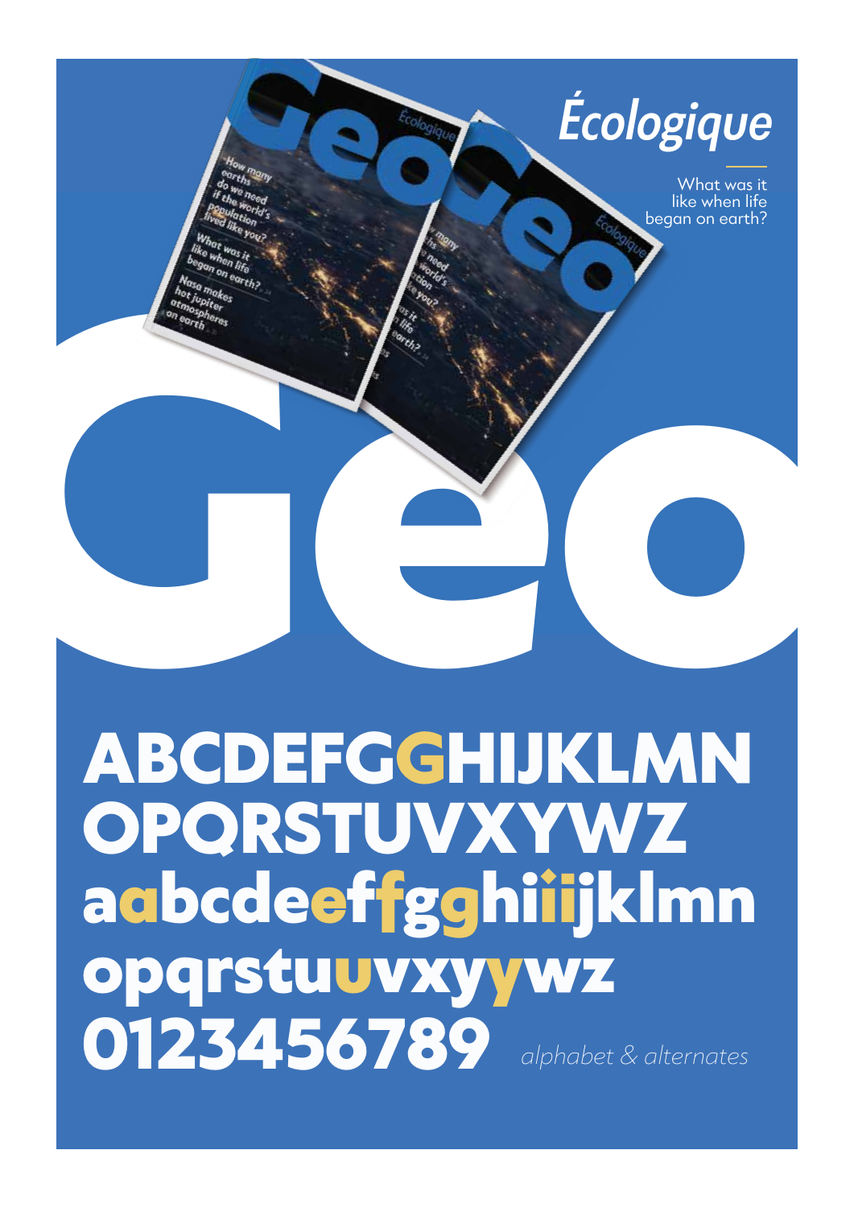*Écologique*

What was it like when life began on earth?

Geo

How many earths do we need if the world's population lived like you?

What was it like when life began on earth?

Nasa makes hot jupiter atmospheres on earth

# Geo

**ABCDEFGGHIJKLMN**
**OPQRSTUVXYWZ**
**aabcdeeffgghiiijklmn**
**opqrstuuvxyywz**
**0123456789**

*alphabet & alternates*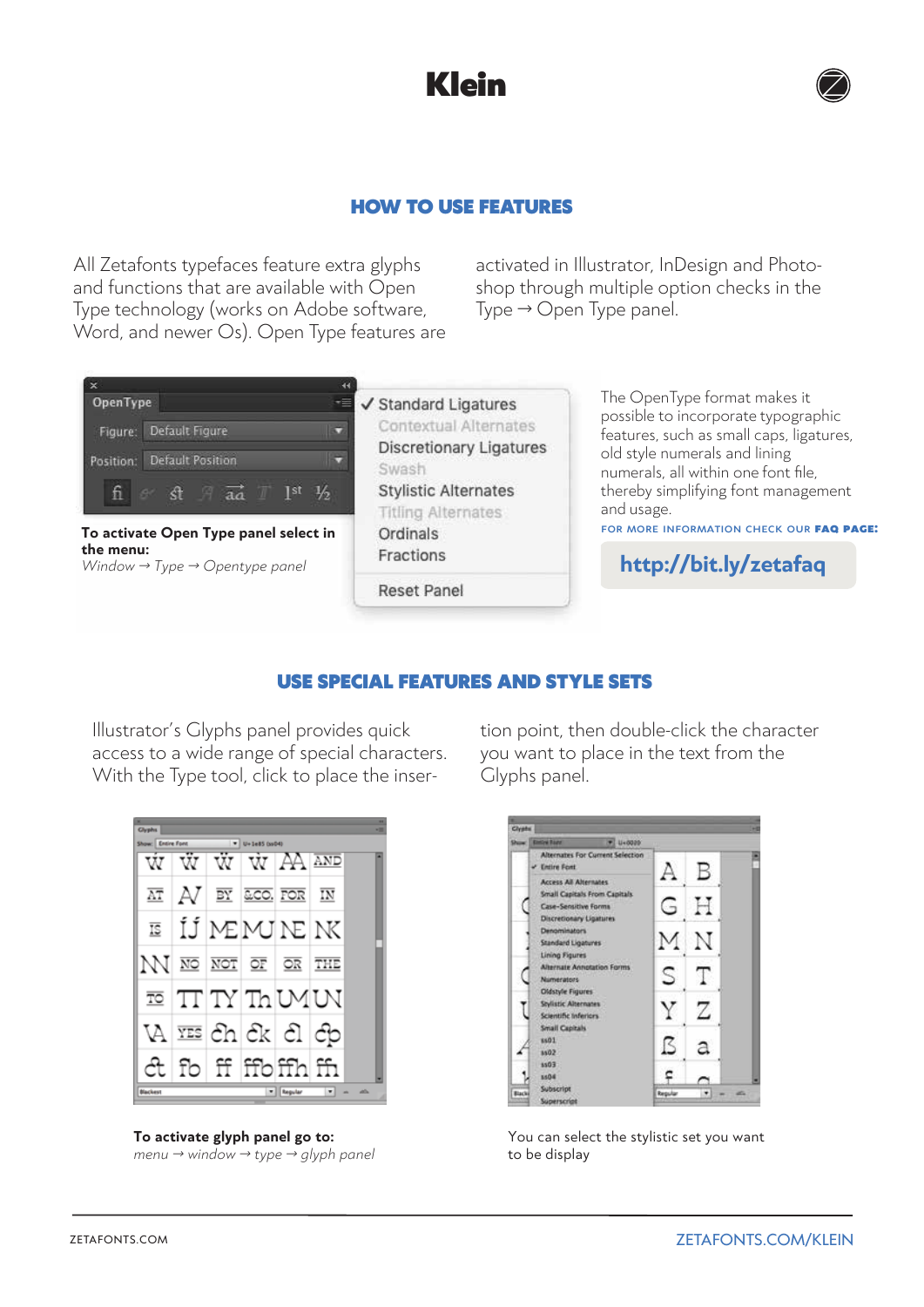# Klein

## HOW TO USE FEATURES

All Zetafonts typefaces feature extra glyphs and functions that are available with Open Type technology (works on Adobe software, Word, and newer Os). Open Type features are activated in Illustrator, InDesign and Photoshop through multiple option checks in the Type → Open Type panel.

**To activate Open Type panel select in the menu:**
*Window → Type → Opentype panel*

The OpenType format makes it possible to incorporate typographic features, such as small caps, ligatures, old style numerals and lining numerals, all within one font file, thereby simplifying font management and usage.

FOR MORE INFORMATION CHECK OUR **FAQ PAGE:**

**http://bit.ly/zetafaq**

## USE SPECIAL FEATURES AND STYLE SETS

Illustrator's Glyphs panel provides quick access to a wide range of special characters. With the Type tool, click to place the insertion point, then double-click the character you want to place in the text from the Glyphs panel.

**To activate glyph panel go to:**
*menu → window → type → glyph panel*

You can select the stylistic set you want to be display

ZETAFONTS.COM

ZETAFONTS.COM/KLEIN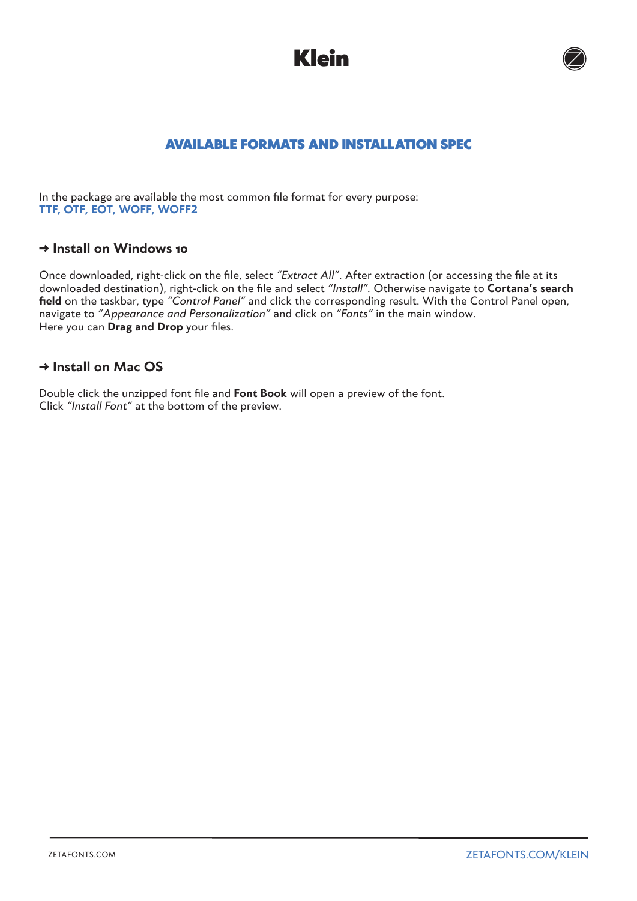# Klein

## AVAILABLE FORMATS AND INSTALLATION SPEC

In the package are available the most common file format for every purpose:
**TTF, OTF, EOT, WOFF, WOFF2**

### → Install on Windows 10

Once downloaded, right-click on the file, select *"Extract All"*. After extraction (or accessing the file at its downloaded destination), right-click on the file and select *"Install"*. Otherwise navigate to **Cortana's search field** on the taskbar, type *"Control Panel"* and click the corresponding result. With the Control Panel open, navigate to *"Appearance and Personalization"* and click on *"Fonts"* in the main window.
Here you can **Drag and Drop** your files.

### → Install on Mac OS

Double click the unzipped font file and **Font Book** will open a preview of the font.
Click *"Install Font"* at the bottom of the preview.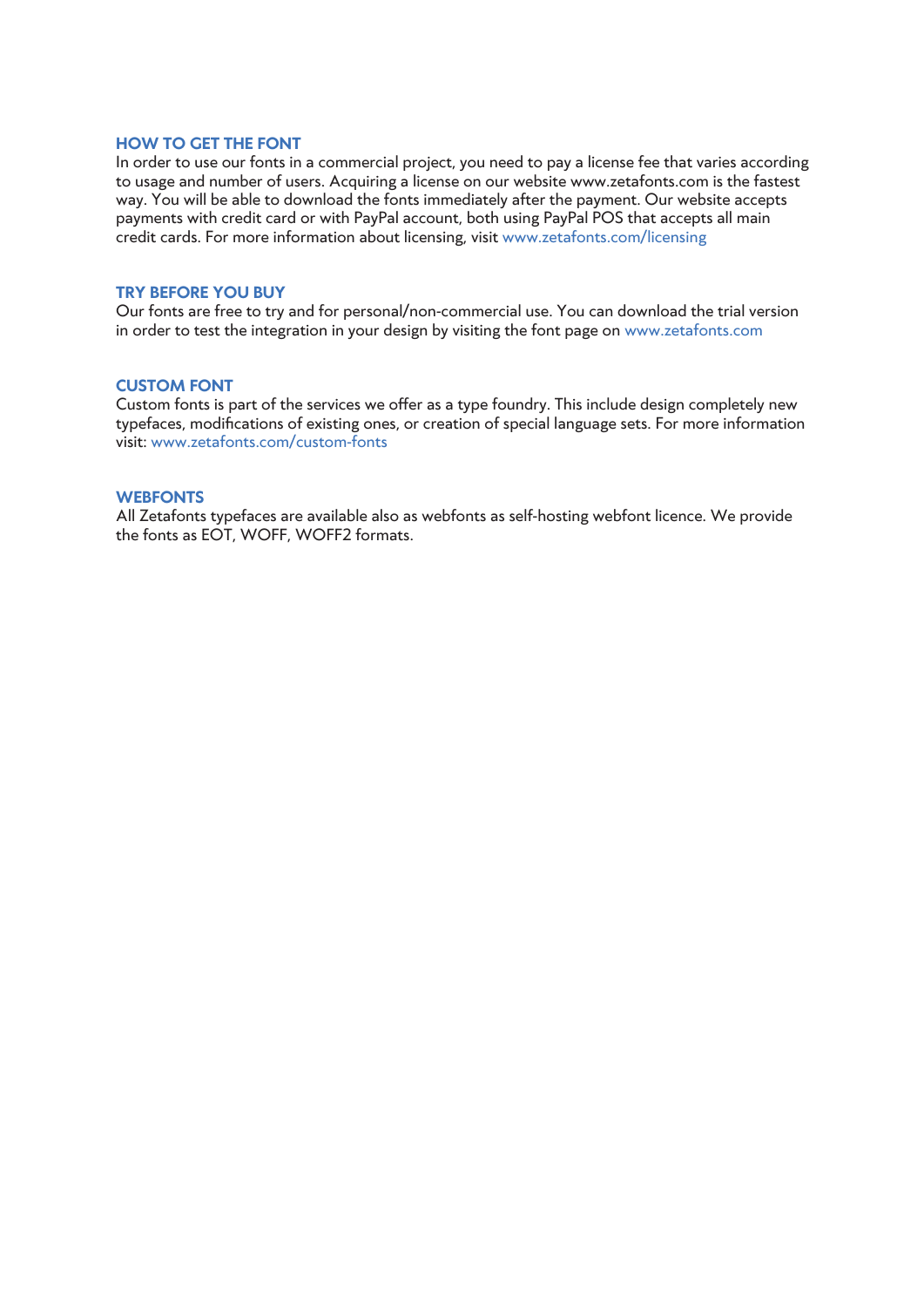## HOW TO GET THE FONT

In order to use our fonts in a commercial project, you need to pay a license fee that varies according to usage and number of users. Acquiring a license on our website www.zetafonts.com is the fastest way. You will be able to download the fonts immediately after the payment. Our website accepts payments with credit card or with PayPal account, both using PayPal POS that accepts all main credit cards. For more information about licensing, visit www.zetafonts.com/licensing

## TRY BEFORE YOU BUY

Our fonts are free to try and for personal/non-commercial use. You can download the trial version in order to test the integration in your design by visiting the font page on www.zetafonts.com

## CUSTOM FONT

Custom fonts is part of the services we offer as a type foundry. This include design completely new typefaces, modifications of existing ones, or creation of special language sets. For more information visit: www.zetafonts.com/custom-fonts

## WEBFONTS

All Zetafonts typefaces are available also as webfonts as self-hosting webfont licence. We provide the fonts as EOT, WOFF, WOFF2 formats.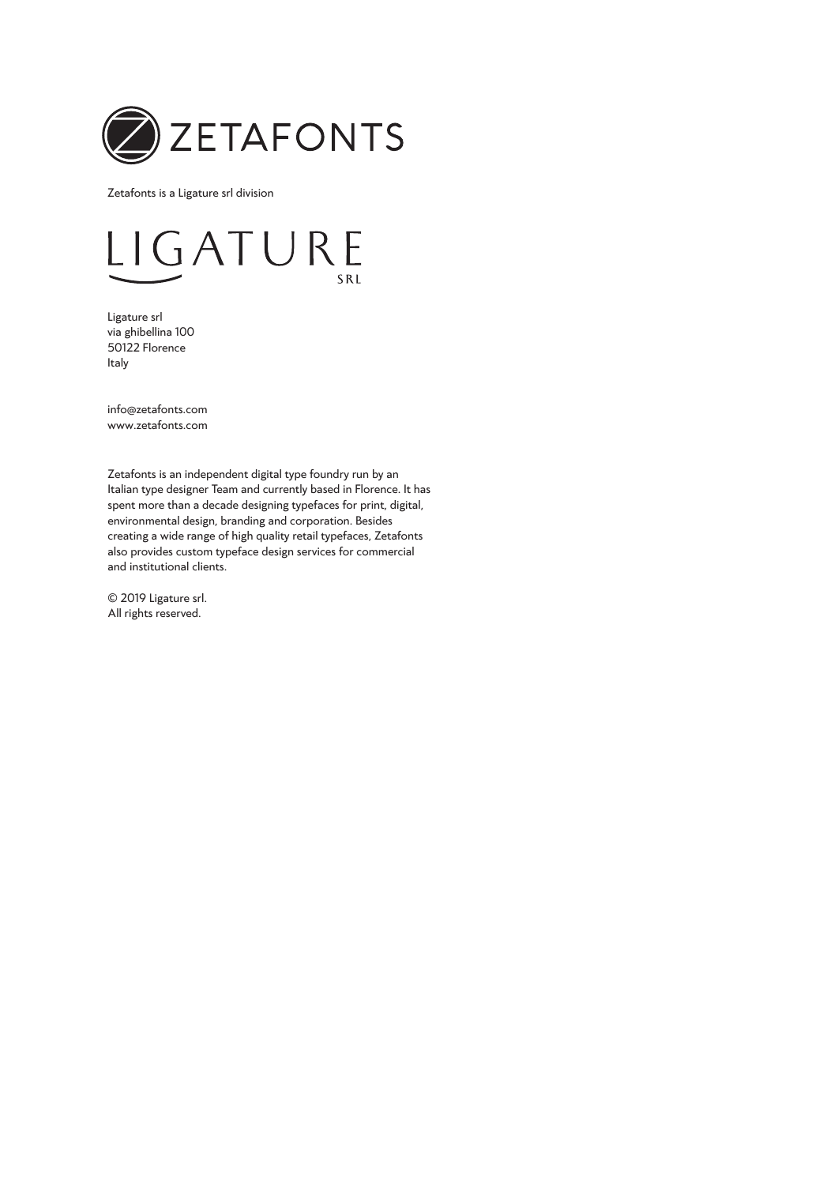ZETAFONTS

Zetafonts is a Ligature srl division

LIGATURE SRL

Ligature srl
via ghibellina 100
50122 Florence
Italy

info@zetafonts.com
www.zetafonts.com

Zetafonts is an independent digital type foundry run by an Italian type designer Team and currently based in Florence. It has spent more than a decade designing typefaces for print, digital, environmental design, branding and corporation. Besides creating a wide range of high quality retail typefaces, Zetafonts also provides custom typeface design services for commercial and institutional clients.

© 2019 Ligature srl.
All rights reserved.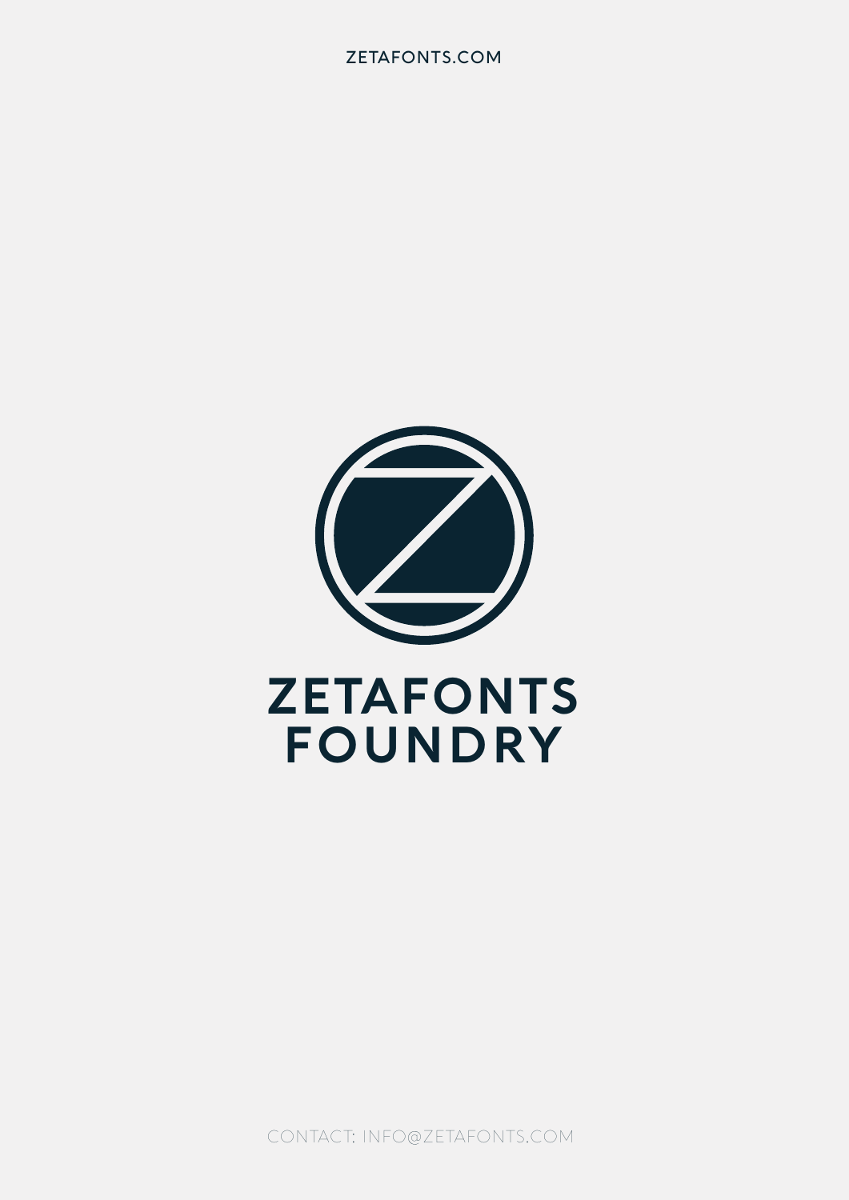ZETAFONTS.COM

# ZETAFONTS FOUNDRY

CONTACT: INFO@ZETAFONTS.COM